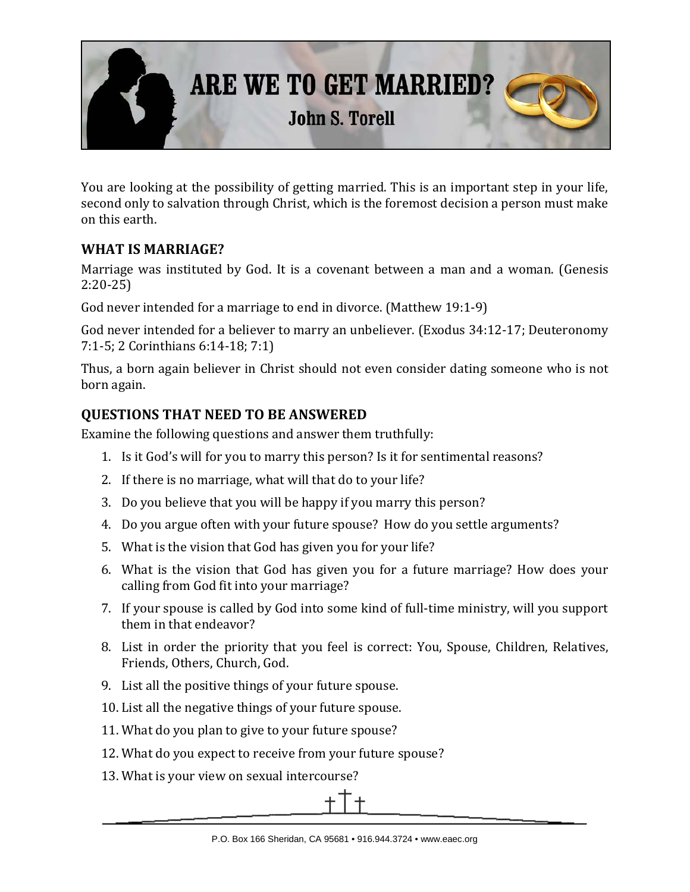# ARE WE TO GET MARRIED?

**John S. Torell**

You are looking at the possibility of getting married. This is an important step in your life, second only to salvation through Christ, which is the foremost decision a person must make on this earth.

## WHAT IS MARRIAGE?

Marriage was instituted by God. It is a covenant between a man and a woman. (Genesis 2:20-25)

God never intended for a marriage to end in divorce. (Matthew 19:1-9)

God never intended for a believer to marry an unbeliever. (Exodus 34:12-17; Deuteronomy 7:1-5; 2 Corinthians 6:14-18; 7:1)

Thus, a born again believer in Christ should not even consider dating someone who is not born again.

## QUESTIONS THAT NEED TO BE ANSWERED

Examine the following questions and answer them truthfully:

1. Is it God's will for you to marry this person? Is it for sentimental reasons?
2. If there is no marriage, what will that do to your life?
3. Do you believe that you will be happy if you marry this person?
4. Do you argue often with your future spouse? How do you settle arguments?
5. What is the vision that God has given you for your life?
6. What is the vision that God has given you for a future marriage? How does your calling from God fit into your marriage?
7. If your spouse is called by God into some kind of full-time ministry, will you support them in that endeavor?
8. List in order the priority that you feel is correct: You, Spouse, Children, Relatives, Friends, Others, Church, God.
9. List all the positive things of your future spouse.
10. List all the negative things of your future spouse.
11. What do you plan to give to your future spouse?
12. What do you expect to receive from your future spouse?
13. What is your view on sexual intercourse?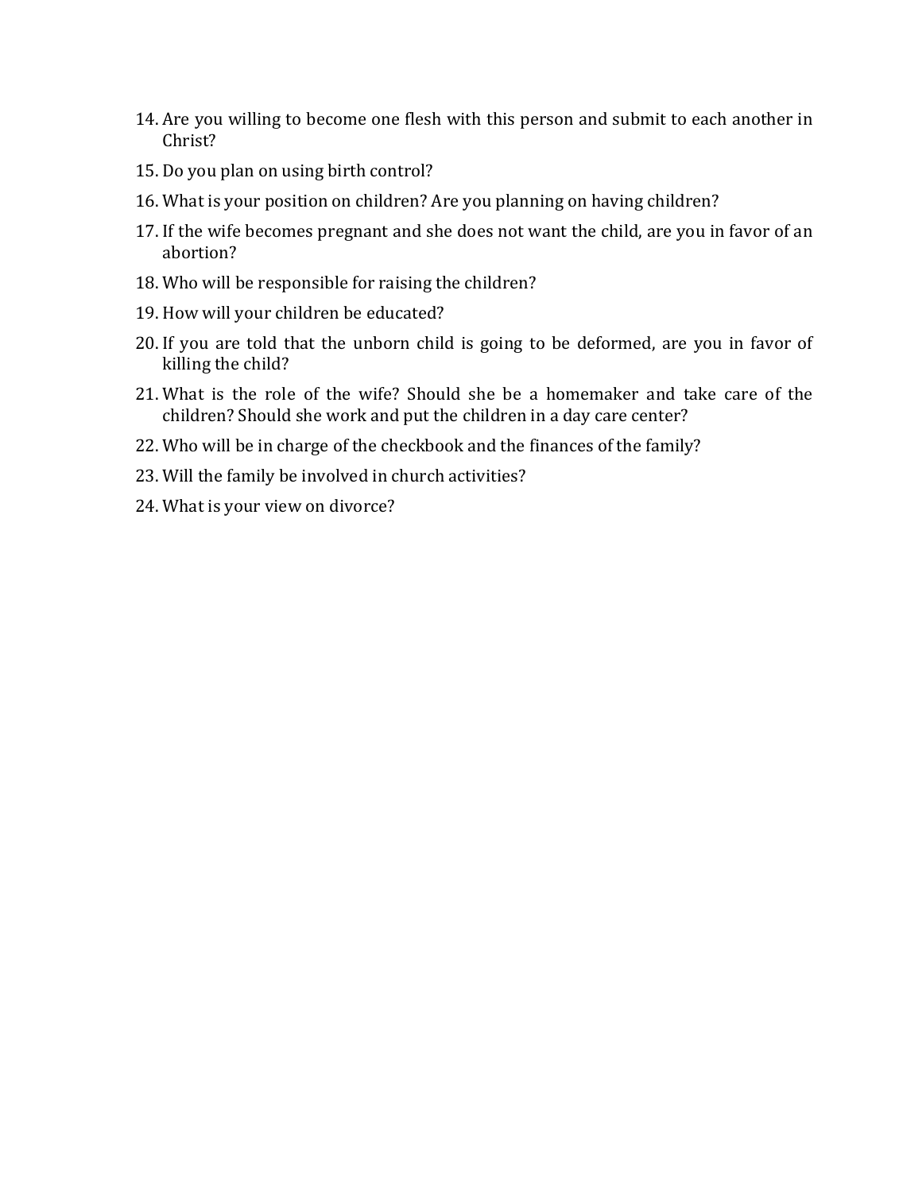14. Are you willing to become one flesh with this person and submit to each another in Christ?
15. Do you plan on using birth control?
16. What is your position on children? Are you planning on having children?
17. If the wife becomes pregnant and she does not want the child, are you in favor of an abortion?
18. Who will be responsible for raising the children?
19. How will your children be educated?
20. If you are told that the unborn child is going to be deformed, are you in favor of killing the child?
21. What is the role of the wife? Should she be a homemaker and take care of the children? Should she work and put the children in a day care center?
22. Who will be in charge of the checkbook and the finances of the family?
23. Will the family be involved in church activities?
24. What is your view on divorce?